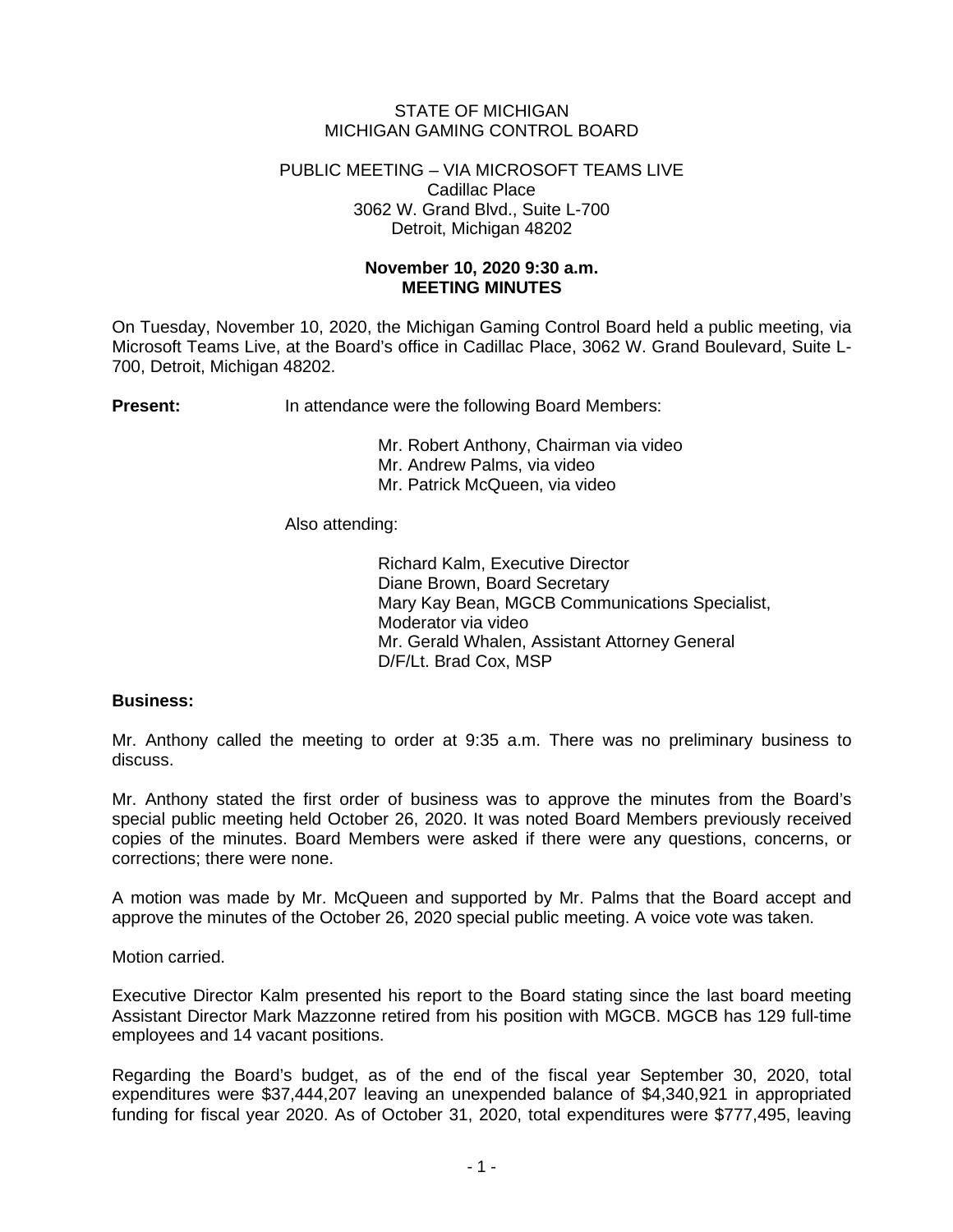STATE OF MICHIGAN
MICHIGAN GAMING CONTROL BOARD

PUBLIC MEETING – VIA MICROSOFT TEAMS LIVE
Cadillac Place
3062 W. Grand Blvd., Suite L-700
Detroit, Michigan 48202

**November 10, 2020 9:30 a.m.**
**MEETING MINUTES**

On Tuesday, November 10, 2020, the Michigan Gaming Control Board held a public meeting, via Microsoft Teams Live, at the Board's office in Cadillac Place, 3062 W. Grand Boulevard, Suite L-700, Detroit, Michigan 48202.

**Present:** In attendance were the following Board Members:

Mr. Robert Anthony, Chairman via video
Mr. Andrew Palms, via video
Mr. Patrick McQueen, via video

Also attending:

Richard Kalm, Executive Director
Diane Brown, Board Secretary
Mary Kay Bean, MGCB Communications Specialist, Moderator via video
Mr. Gerald Whalen, Assistant Attorney General
D/F/Lt. Brad Cox, MSP

**Business:**

Mr. Anthony called the meeting to order at 9:35 a.m. There was no preliminary business to discuss.

Mr. Anthony stated the first order of business was to approve the minutes from the Board's special public meeting held October 26, 2020. It was noted Board Members previously received copies of the minutes. Board Members were asked if there were any questions, concerns, or corrections; there were none.

A motion was made by Mr. McQueen and supported by Mr. Palms that the Board accept and approve the minutes of the October 26, 2020 special public meeting. A voice vote was taken.

Motion carried.

Executive Director Kalm presented his report to the Board stating since the last board meeting Assistant Director Mark Mazzonne retired from his position with MGCB. MGCB has 129 full-time employees and 14 vacant positions.

Regarding the Board's budget, as of the end of the fiscal year September 30, 2020, total expenditures were $37,444,207 leaving an unexpended balance of $4,340,921 in appropriated funding for fiscal year 2020. As of October 31, 2020, total expenditures were $777,495, leaving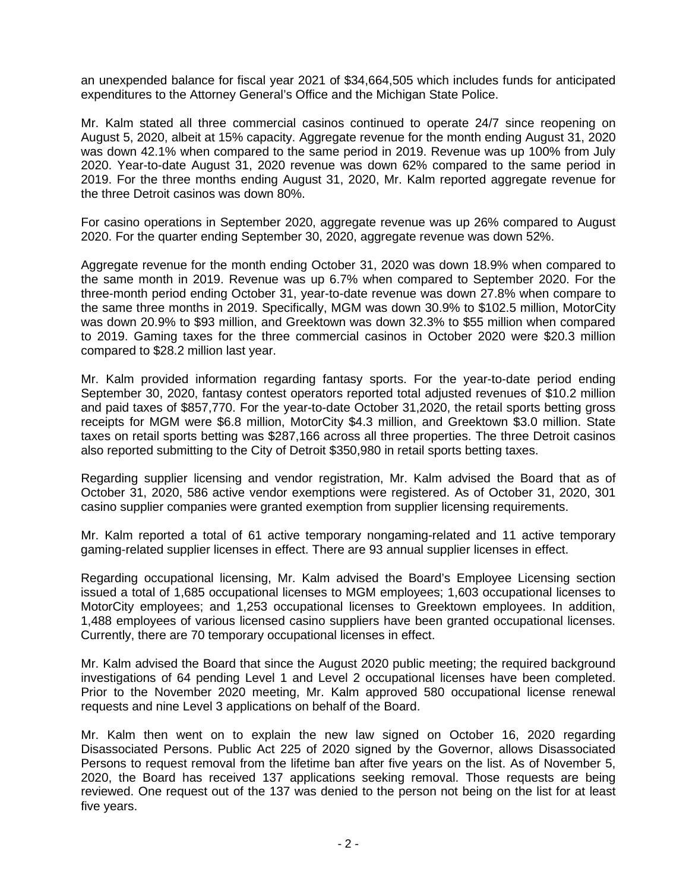an unexpended balance for fiscal year 2021 of $34,664,505 which includes funds for anticipated expenditures to the Attorney General's Office and the Michigan State Police.

Mr. Kalm stated all three commercial casinos continued to operate 24/7 since reopening on August 5, 2020, albeit at 15% capacity. Aggregate revenue for the month ending August 31, 2020 was down 42.1% when compared to the same period in 2019. Revenue was up 100% from July 2020. Year-to-date August 31, 2020 revenue was down 62% compared to the same period in 2019. For the three months ending August 31, 2020, Mr. Kalm reported aggregate revenue for the three Detroit casinos was down 80%.

For casino operations in September 2020, aggregate revenue was up 26% compared to August 2020. For the quarter ending September 30, 2020, aggregate revenue was down 52%.

Aggregate revenue for the month ending October 31, 2020 was down 18.9% when compared to the same month in 2019. Revenue was up 6.7% when compared to September 2020. For the three-month period ending October 31, year-to-date revenue was down 27.8% when compare to the same three months in 2019. Specifically, MGM was down 30.9% to $102.5 million, MotorCity was down 20.9% to $93 million, and Greektown was down 32.3% to $55 million when compared to 2019. Gaming taxes for the three commercial casinos in October 2020 were $20.3 million compared to $28.2 million last year.

Mr. Kalm provided information regarding fantasy sports. For the year-to-date period ending September 30, 2020, fantasy contest operators reported total adjusted revenues of $10.2 million and paid taxes of $857,770. For the year-to-date October 31,2020, the retail sports betting gross receipts for MGM were $6.8 million, MotorCity $4.3 million, and Greektown $3.0 million. State taxes on retail sports betting was $287,166 across all three properties. The three Detroit casinos also reported submitting to the City of Detroit $350,980 in retail sports betting taxes.

Regarding supplier licensing and vendor registration, Mr. Kalm advised the Board that as of October 31, 2020, 586 active vendor exemptions were registered. As of October 31, 2020, 301 casino supplier companies were granted exemption from supplier licensing requirements.

Mr. Kalm reported a total of 61 active temporary nongaming-related and 11 active temporary gaming-related supplier licenses in effect. There are 93 annual supplier licenses in effect.

Regarding occupational licensing, Mr. Kalm advised the Board's Employee Licensing section issued a total of 1,685 occupational licenses to MGM employees; 1,603 occupational licenses to MotorCity employees; and 1,253 occupational licenses to Greektown employees. In addition, 1,488 employees of various licensed casino suppliers have been granted occupational licenses. Currently, there are 70 temporary occupational licenses in effect.

Mr. Kalm advised the Board that since the August 2020 public meeting; the required background investigations of 64 pending Level 1 and Level 2 occupational licenses have been completed. Prior to the November 2020 meeting, Mr. Kalm approved 580 occupational license renewal requests and nine Level 3 applications on behalf of the Board.

Mr. Kalm then went on to explain the new law signed on October 16, 2020 regarding Disassociated Persons. Public Act 225 of 2020 signed by the Governor, allows Disassociated Persons to request removal from the lifetime ban after five years on the list. As of November 5, 2020, the Board has received 137 applications seeking removal. Those requests are being reviewed. One request out of the 137 was denied to the person not being on the list for at least five years.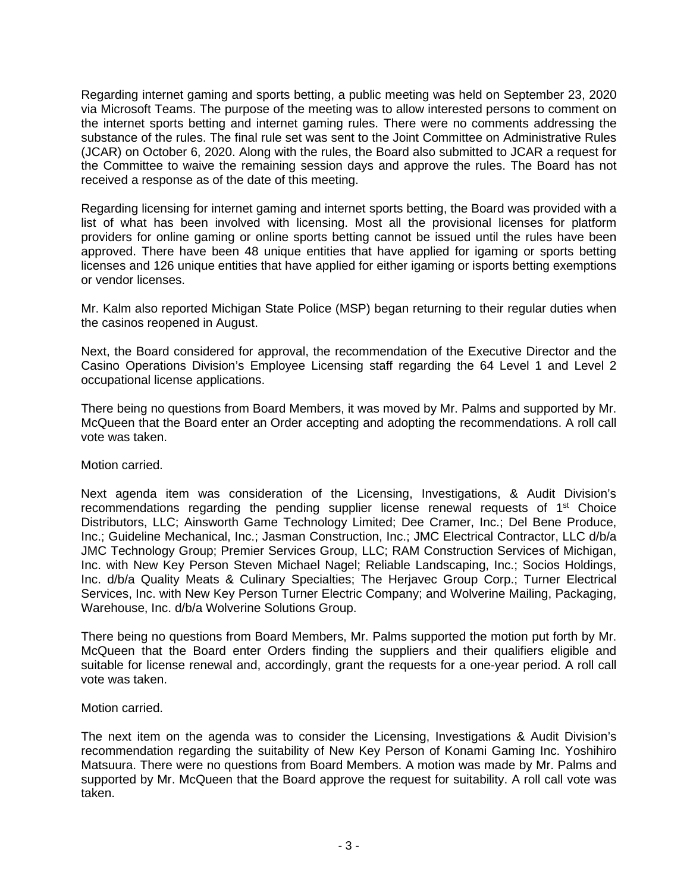Regarding internet gaming and sports betting, a public meeting was held on September 23, 2020 via Microsoft Teams. The purpose of the meeting was to allow interested persons to comment on the internet sports betting and internet gaming rules. There were no comments addressing the substance of the rules. The final rule set was sent to the Joint Committee on Administrative Rules (JCAR) on October 6, 2020. Along with the rules, the Board also submitted to JCAR a request for the Committee to waive the remaining session days and approve the rules. The Board has not received a response as of the date of this meeting.

Regarding licensing for internet gaming and internet sports betting, the Board was provided with a list of what has been involved with licensing. Most all the provisional licenses for platform providers for online gaming or online sports betting cannot be issued until the rules have been approved. There have been 48 unique entities that have applied for igaming or sports betting licenses and 126 unique entities that have applied for either igaming or isports betting exemptions or vendor licenses.

Mr. Kalm also reported Michigan State Police (MSP) began returning to their regular duties when the casinos reopened in August.

Next, the Board considered for approval, the recommendation of the Executive Director and the Casino Operations Division's Employee Licensing staff regarding the 64 Level 1 and Level 2 occupational license applications.

There being no questions from Board Members, it was moved by Mr. Palms and supported by Mr. McQueen that the Board enter an Order accepting and adopting the recommendations. A roll call vote was taken.

Motion carried.

Next agenda item was consideration of the Licensing, Investigations, & Audit Division's recommendations regarding the pending supplier license renewal requests of 1st Choice Distributors, LLC; Ainsworth Game Technology Limited; Dee Cramer, Inc.; Del Bene Produce, Inc.; Guideline Mechanical, Inc.; Jasman Construction, Inc.; JMC Electrical Contractor, LLC d/b/a JMC Technology Group; Premier Services Group, LLC; RAM Construction Services of Michigan, Inc. with New Key Person Steven Michael Nagel; Reliable Landscaping, Inc.; Socios Holdings, Inc. d/b/a Quality Meats & Culinary Specialties; The Herjavec Group Corp.; Turner Electrical Services, Inc. with New Key Person Turner Electric Company; and Wolverine Mailing, Packaging, Warehouse, Inc. d/b/a Wolverine Solutions Group.

There being no questions from Board Members, Mr. Palms supported the motion put forth by Mr. McQueen that the Board enter Orders finding the suppliers and their qualifiers eligible and suitable for license renewal and, accordingly, grant the requests for a one-year period. A roll call vote was taken.

Motion carried.

The next item on the agenda was to consider the Licensing, Investigations & Audit Division's recommendation regarding the suitability of New Key Person of Konami Gaming Inc. Yoshihiro Matsuura. There were no questions from Board Members. A motion was made by Mr. Palms and supported by Mr. McQueen that the Board approve the request for suitability. A roll call vote was taken.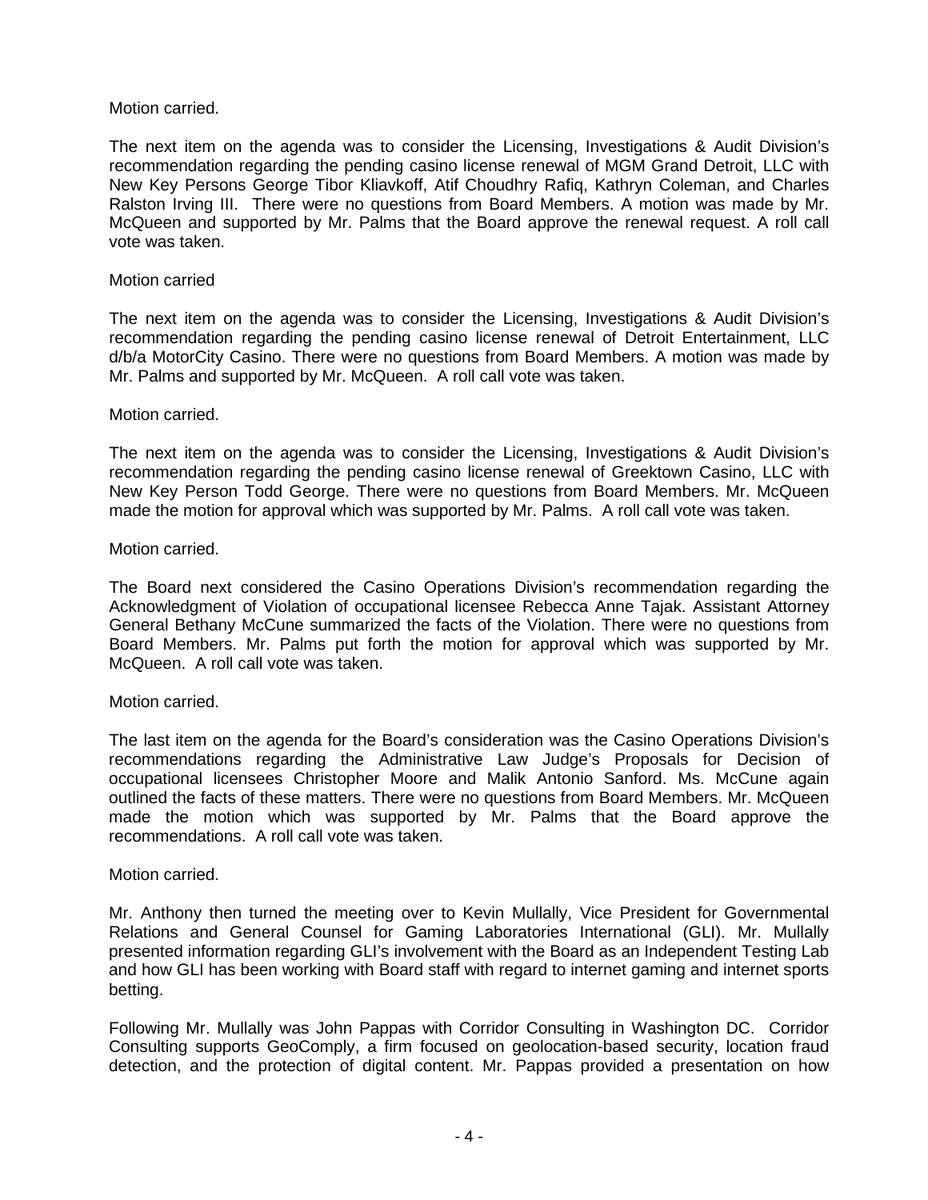Motion carried.

The next item on the agenda was to consider the Licensing, Investigations & Audit Division's recommendation regarding the pending casino license renewal of MGM Grand Detroit, LLC with New Key Persons George Tibor Kliavkoff, Atif Choudhry Rafiq, Kathryn Coleman, and Charles Ralston Irving III. There were no questions from Board Members. A motion was made by Mr. McQueen and supported by Mr. Palms that the Board approve the renewal request. A roll call vote was taken.

Motion carried

The next item on the agenda was to consider the Licensing, Investigations & Audit Division's recommendation regarding the pending casino license renewal of Detroit Entertainment, LLC d/b/a MotorCity Casino. There were no questions from Board Members. A motion was made by Mr. Palms and supported by Mr. McQueen. A roll call vote was taken.

Motion carried.

The next item on the agenda was to consider the Licensing, Investigations & Audit Division's recommendation regarding the pending casino license renewal of Greektown Casino, LLC with New Key Person Todd George. There were no questions from Board Members. Mr. McQueen made the motion for approval which was supported by Mr. Palms. A roll call vote was taken.

Motion carried.

The Board next considered the Casino Operations Division's recommendation regarding the Acknowledgment of Violation of occupational licensee Rebecca Anne Tajak. Assistant Attorney General Bethany McCune summarized the facts of the Violation. There were no questions from Board Members. Mr. Palms put forth the motion for approval which was supported by Mr. McQueen. A roll call vote was taken.

Motion carried.

The last item on the agenda for the Board's consideration was the Casino Operations Division's recommendations regarding the Administrative Law Judge's Proposals for Decision of occupational licensees Christopher Moore and Malik Antonio Sanford. Ms. McCune again outlined the facts of these matters. There were no questions from Board Members. Mr. McQueen made the motion which was supported by Mr. Palms that the Board approve the recommendations. A roll call vote was taken.

Motion carried.

Mr. Anthony then turned the meeting over to Kevin Mullally, Vice President for Governmental Relations and General Counsel for Gaming Laboratories International (GLI). Mr. Mullally presented information regarding GLI's involvement with the Board as an Independent Testing Lab and how GLI has been working with Board staff with regard to internet gaming and internet sports betting.

Following Mr. Mullally was John Pappas with Corridor Consulting in Washington DC. Corridor Consulting supports GeoComply, a firm focused on geolocation-based security, location fraud detection, and the protection of digital content. Mr. Pappas provided a presentation on how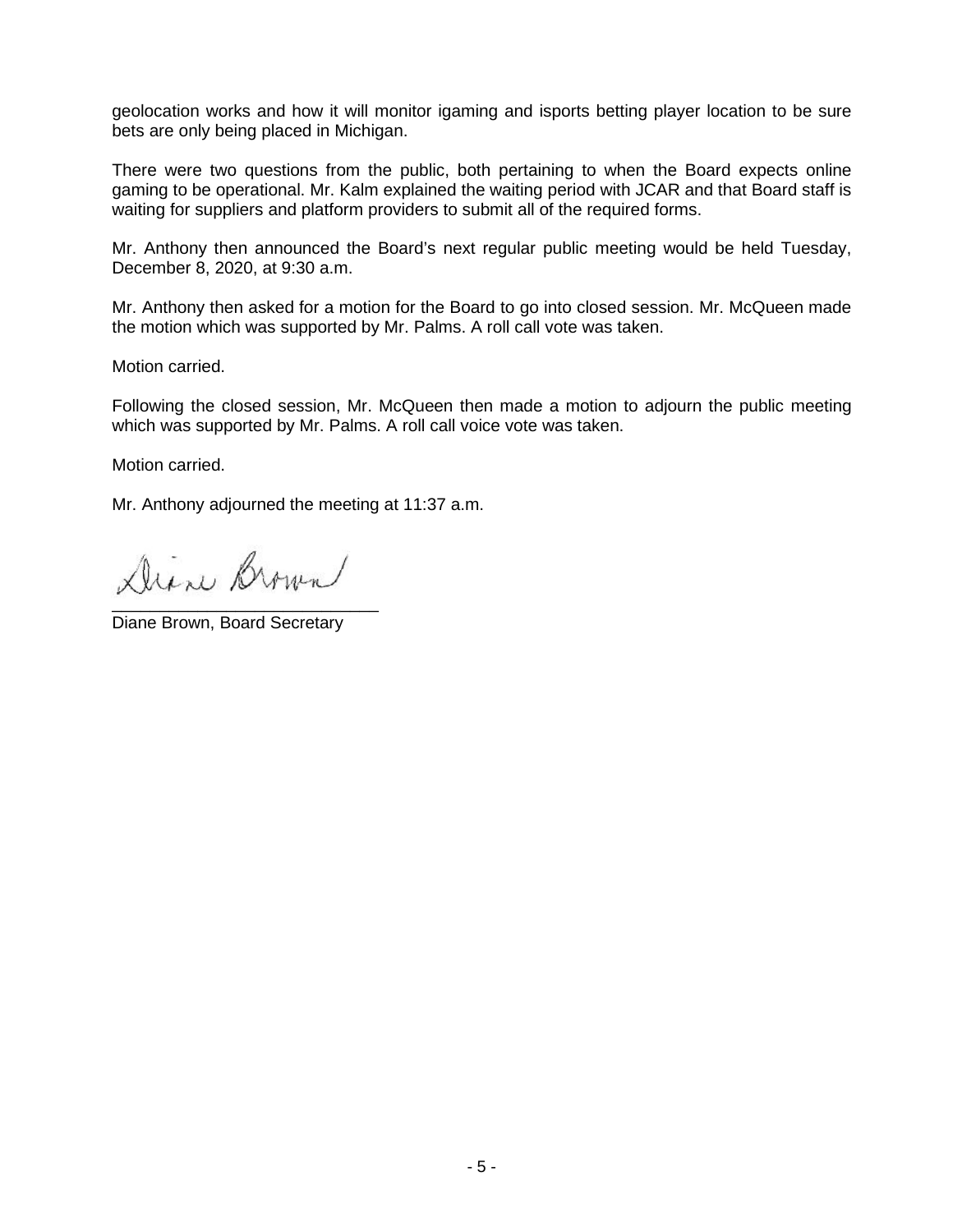geolocation works and how it will monitor igaming and isports betting player location to be sure bets are only being placed in Michigan.

There were two questions from the public, both pertaining to when the Board expects online gaming to be operational. Mr. Kalm explained the waiting period with JCAR and that Board staff is waiting for suppliers and platform providers to submit all of the required forms.

Mr. Anthony then announced the Board's next regular public meeting would be held Tuesday, December 8, 2020, at 9:30 a.m.

Mr. Anthony then asked for a motion for the Board to go into closed session. Mr. McQueen made the motion which was supported by Mr. Palms. A roll call vote was taken.

Motion carried.

Following the closed session, Mr. McQueen then made a motion to adjourn the public meeting which was supported by Mr. Palms. A roll call voice vote was taken.

Motion carried.

Mr. Anthony adjourned the meeting at 11:37 a.m.

Diane Brown

\_\_\_\_\_\_\_\_\_\_\_\_\_\_\_\_\_\_\_\_\_\_\_\_\_\_\_\_

Diane Brown, Board Secretary